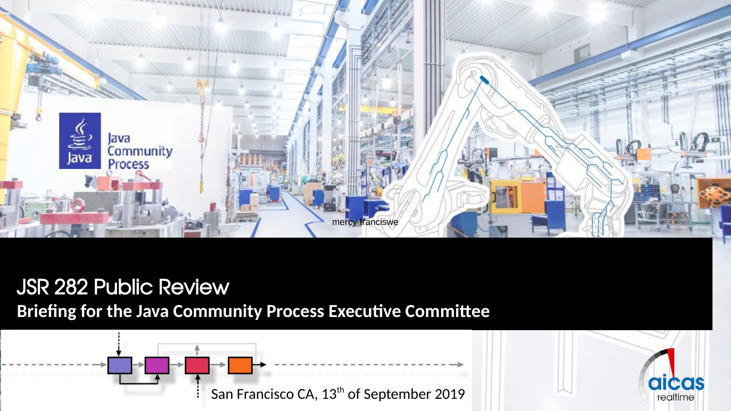Java Community Process

mercy franciswe

# JSR 282 Public Review

**Briefing for the Java Community Process Executive Committee**

San Francisco CA, 13th of September 2019

aicas realtime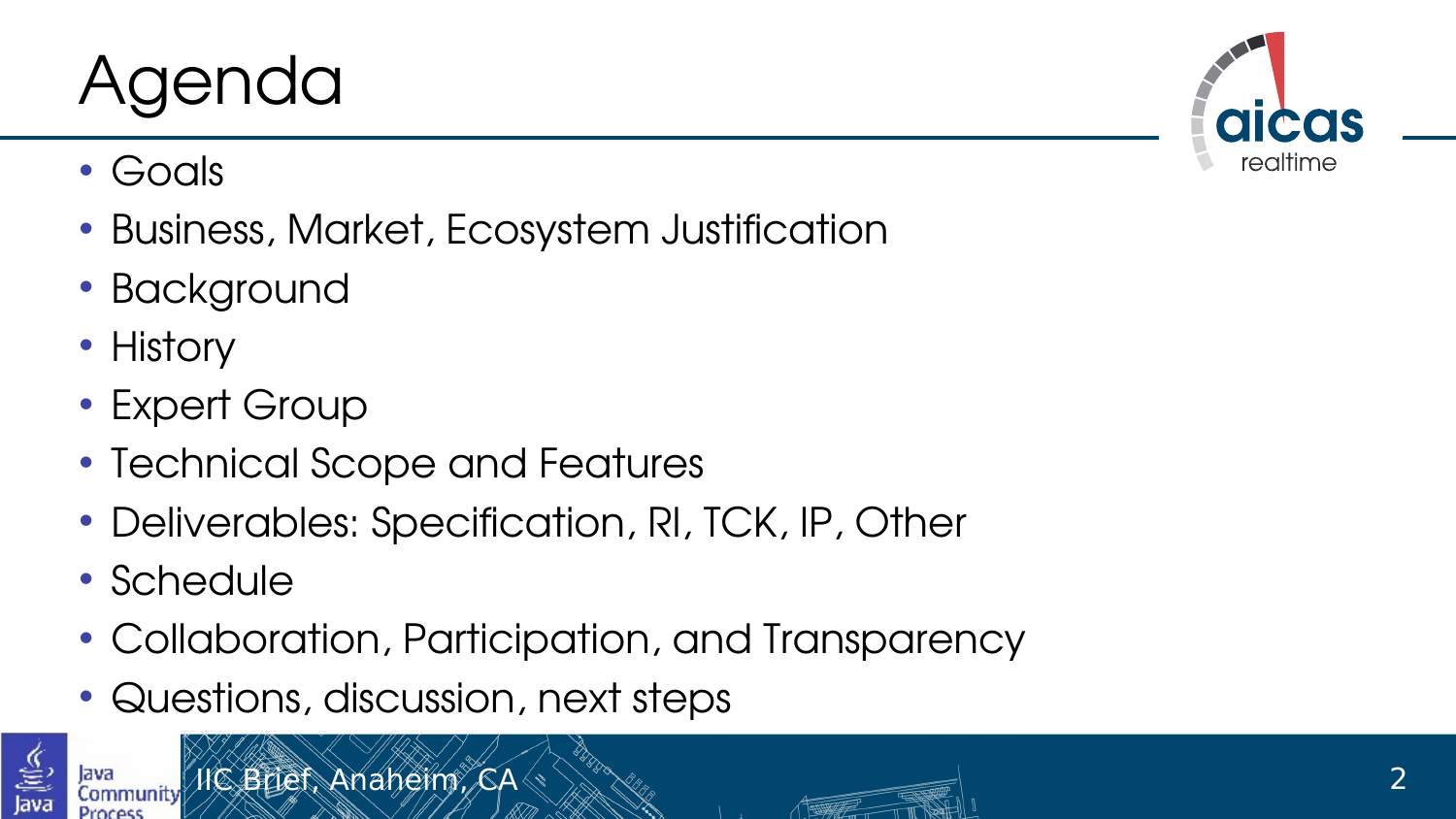# Agenda

- Goals
- Business, Market, Ecosystem Justification
- Background
- History
- Expert Group
- Technical Scope and Features
- Deliverables: Specification, RI, TCK, IP, Other
- Schedule
- Collaboration, Participation, and Transparency
- Questions, discussion, next steps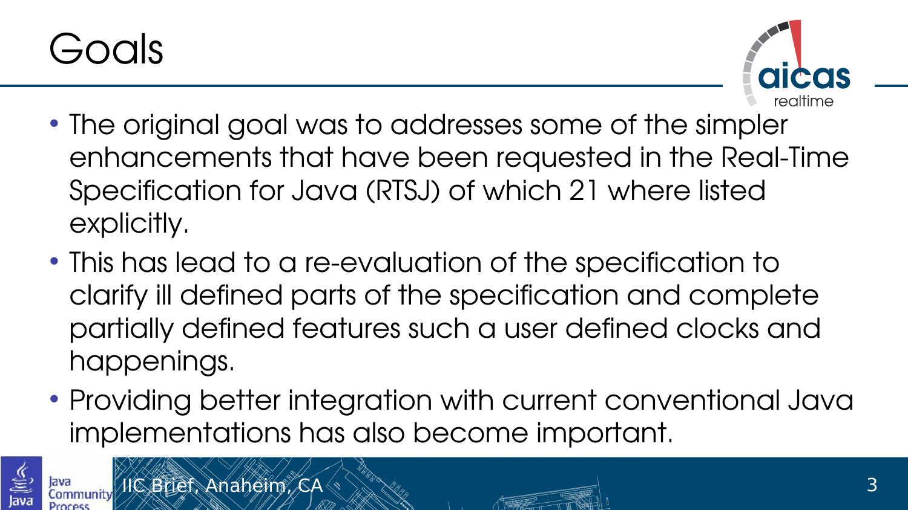# Goals

- The original goal was to addresses some of the simpler enhancements that have been requested in the Real-Time Specification for Java (RTSJ) of which 21 where listed explicitly.
- This has lead to a re-evaluation of the specification to clarify ill defined parts of the specification and complete partially defined features such a user defined clocks and happenings.
- Providing better integration with current conventional Java implementations has also become important.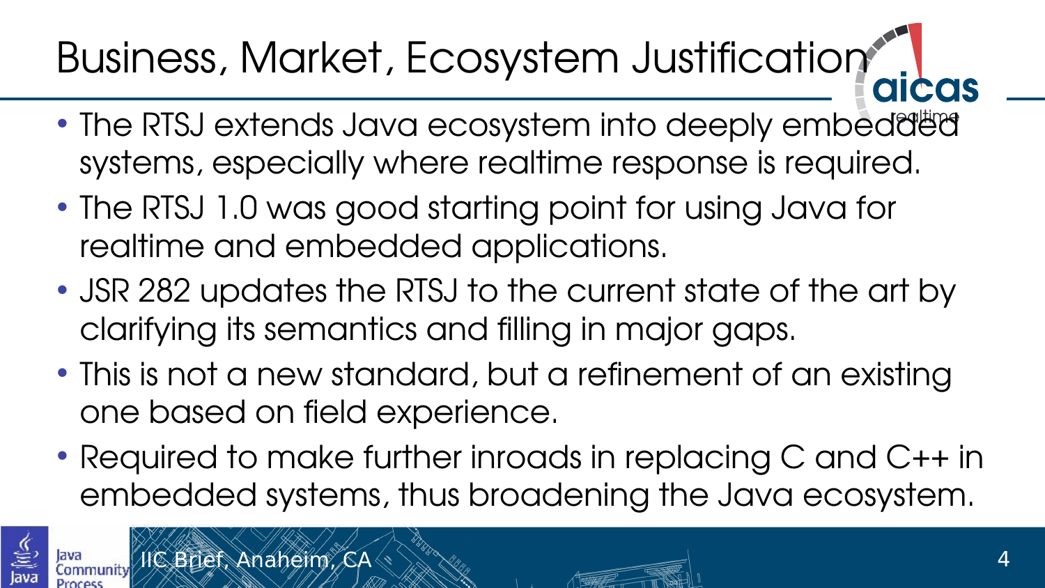# Business, Market, Ecosystem Justification

- The RTSJ extends Java ecosystem into deeply embedded systems, especially where realtime response is required.
- The RTSJ 1.0 was good starting point for using Java for realtime and embedded applications.
- JSR 282 updates the RTSJ to the current state of the art by clarifying its semantics and filling in major gaps.
- This is not a new standard, but a refinement of an existing one based on field experience.
- Required to make further inroads in replacing C and C++ in embedded systems, thus broadening the Java ecosystem.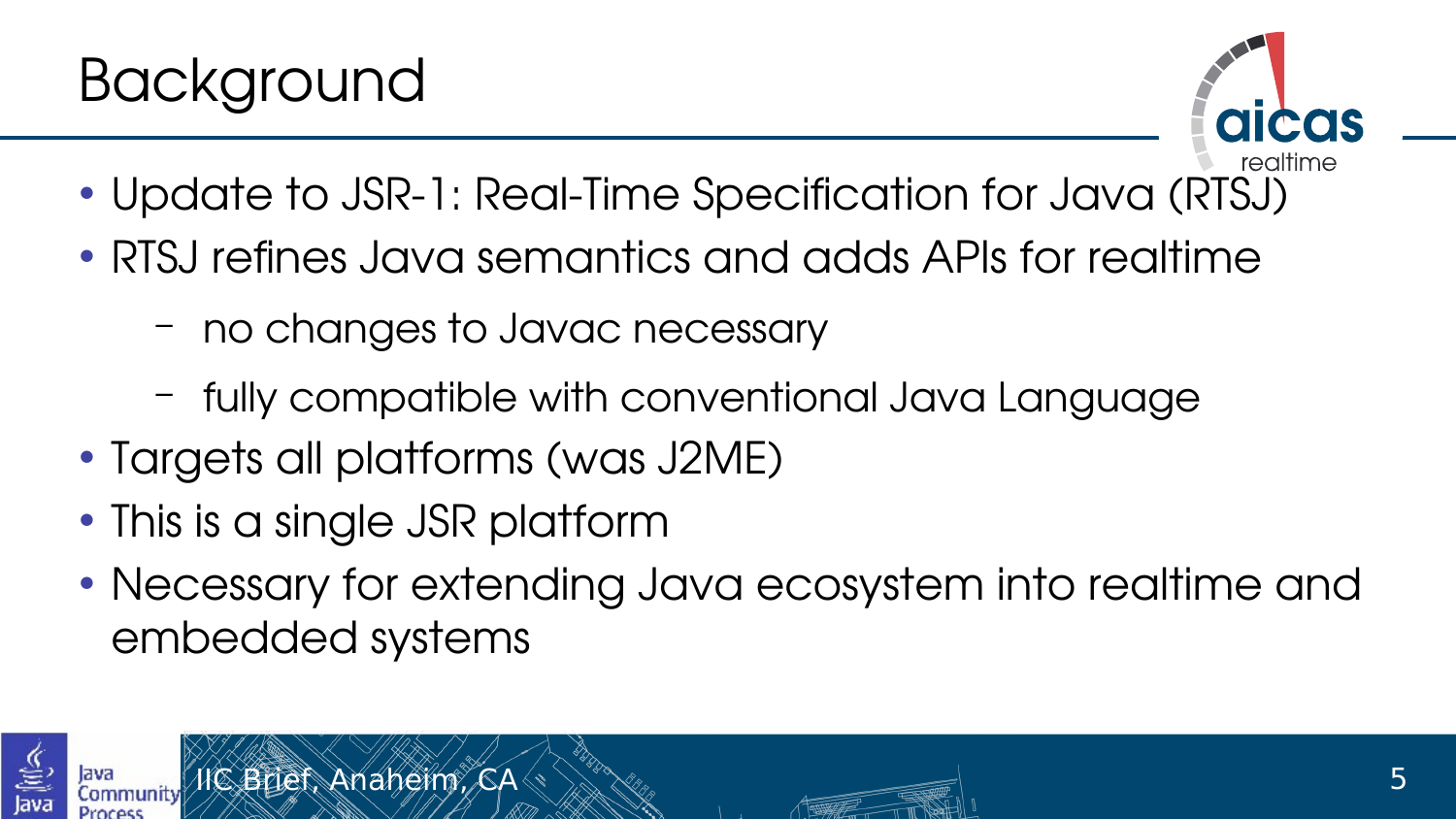# Background

- Update to JSR-1: Real-Time Specification for Java (RTSJ)
- RTSJ refines Java semantics and adds APIs for realtime
  - no changes to Javac necessary
  - fully compatible with conventional Java Language
- Targets all platforms (was J2ME)
- This is a single JSR platform
- Necessary for extending Java ecosystem into realtime and embedded systems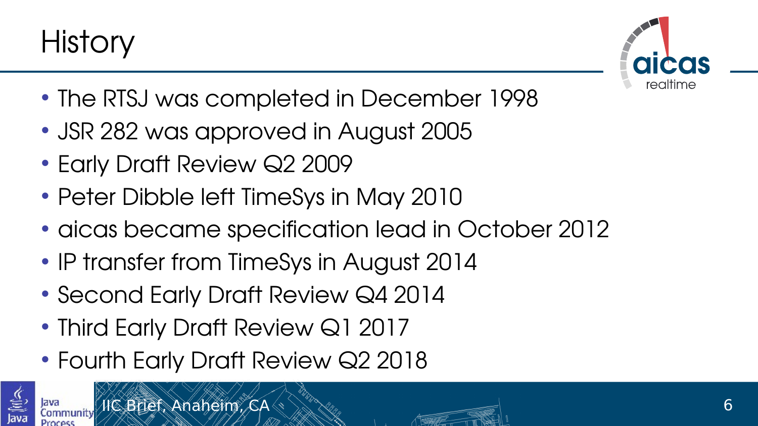# History

- The RTSJ was completed in December 1998
- JSR 282 was approved in August 2005
- Early Draft Review Q2 2009
- Peter Dibble left TimeSys in May 2010
- aicas became specification lead in October 2012
- IP transfer from TimeSys in August 2014
- Second Early Draft Review Q4 2014
- Third Early Draft Review Q1 2017
- Fourth Early Draft Review Q2 2018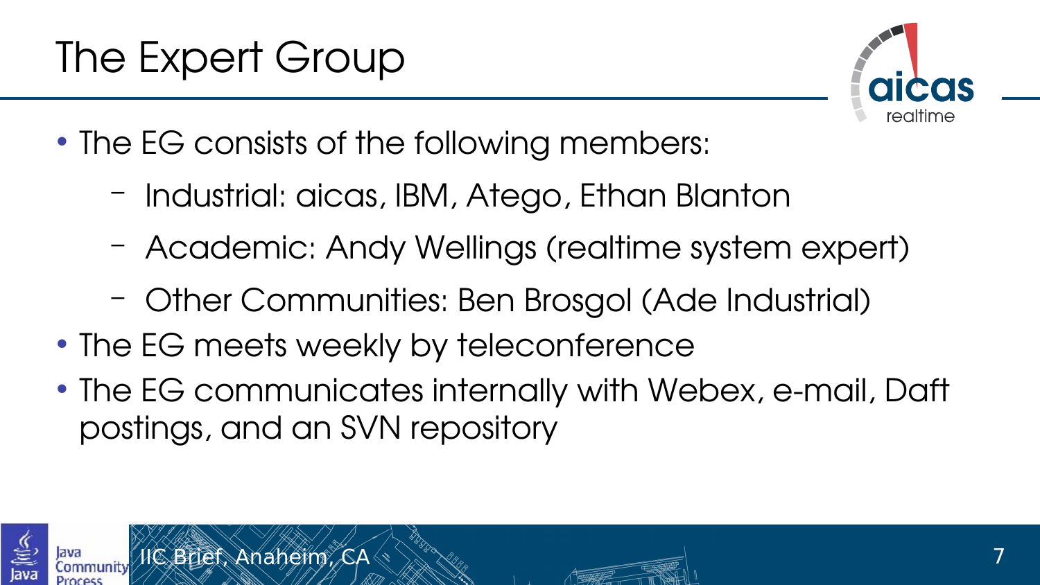# The Expert Group

- The EG consists of the following members:
  - Industrial: aicas, IBM, Atego, Ethan Blanton
  - Academic: Andy Wellings (realtime system expert)
  - Other Communities: Ben Brosgol (Ade Industrial)
- The EG meets weekly by teleconference
- The EG communicates internally with Webex, e-mail, Daft postings, and an SVN repository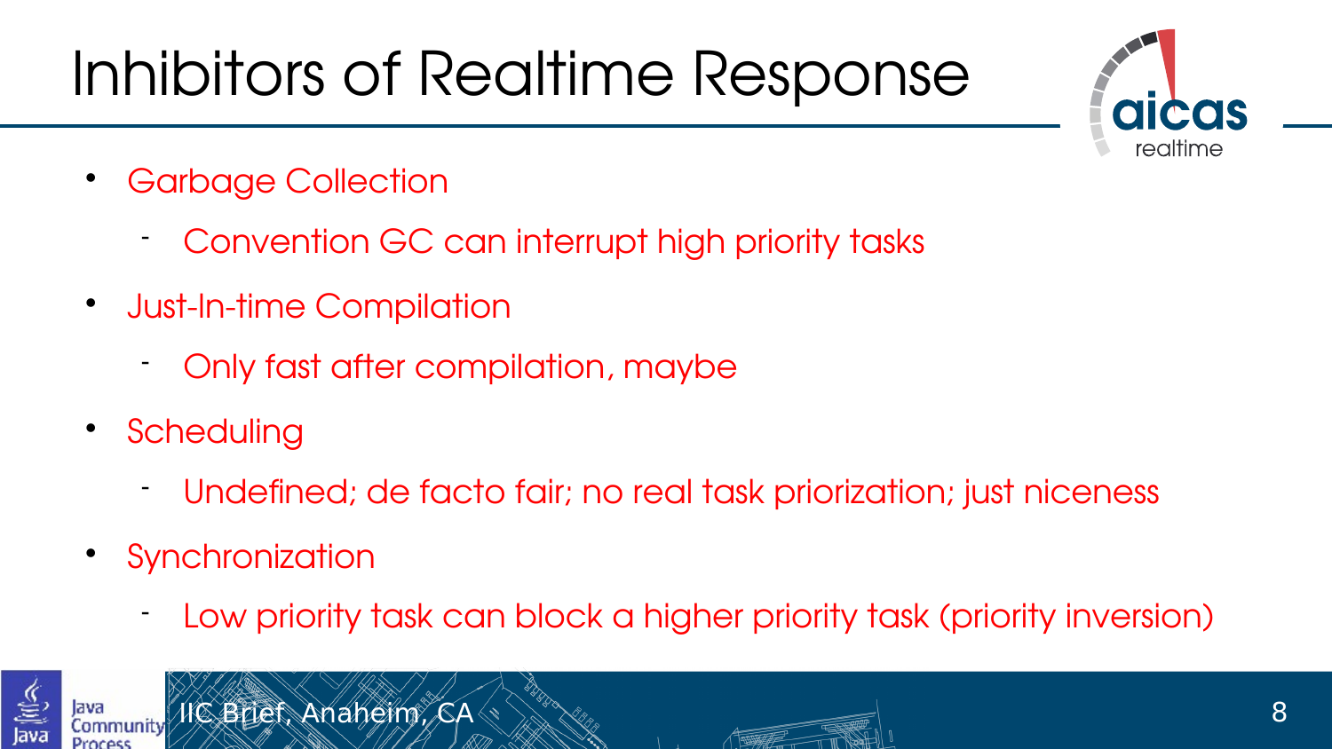# Inhibitors of Realtime Response

- Garbage Collection
  - Convention GC can interrupt high priority tasks
- Just-In-time Compilation
  - Only fast after compilation, maybe
- Scheduling
  - Undefined; de facto fair; no real task priorization; just niceness
- Synchronization
  - Low priority task can block a higher priority task (priority inversion)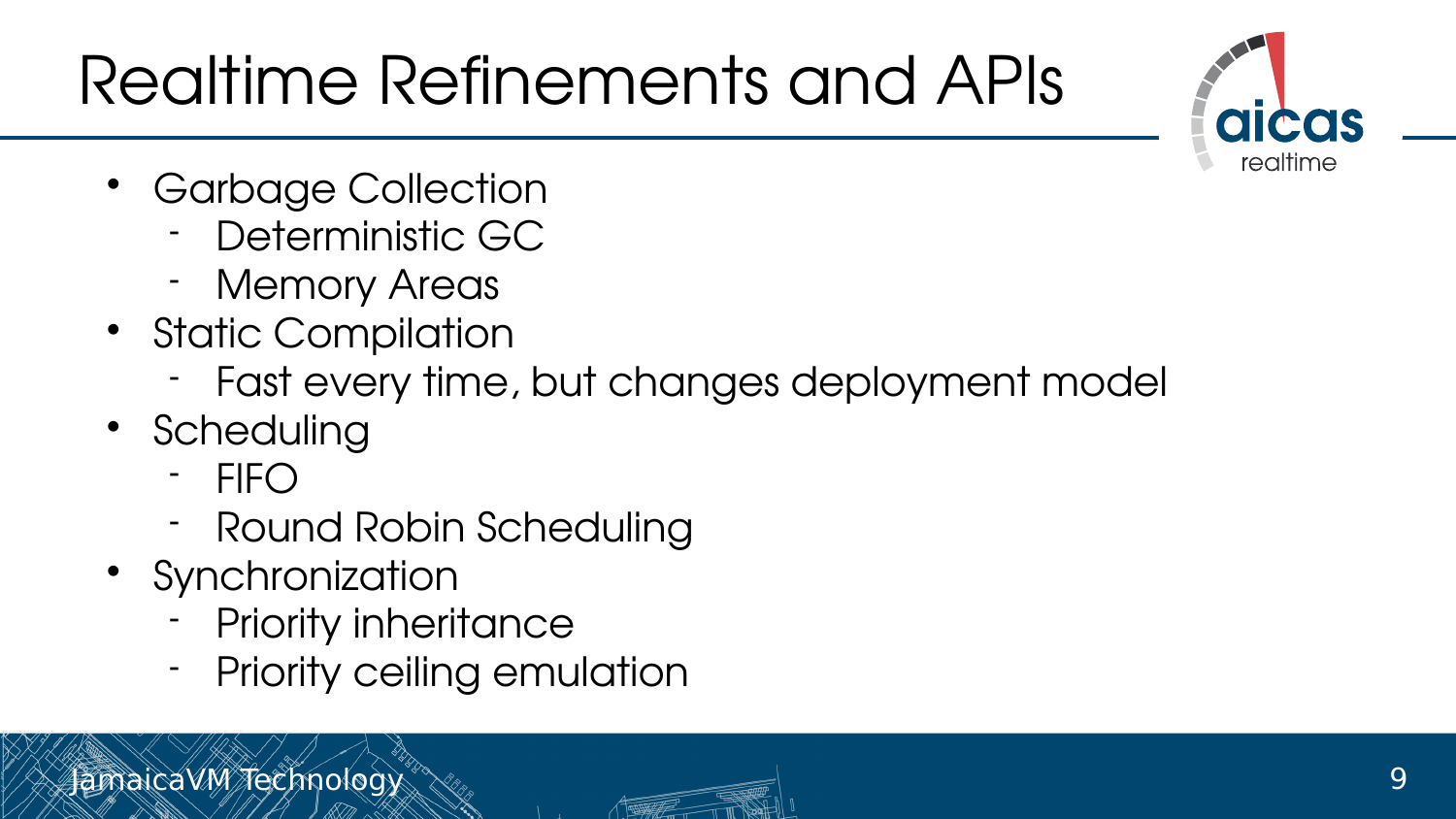# Realtime Refinements and APIs

- Garbage Collection
  - Deterministic GC
  - Memory Areas
- Static Compilation
  - Fast every time, but changes deployment model
- Scheduling
  - FIFO
  - Round Robin Scheduling
- Synchronization
  - Priority inheritance
  - Priority ceiling emulation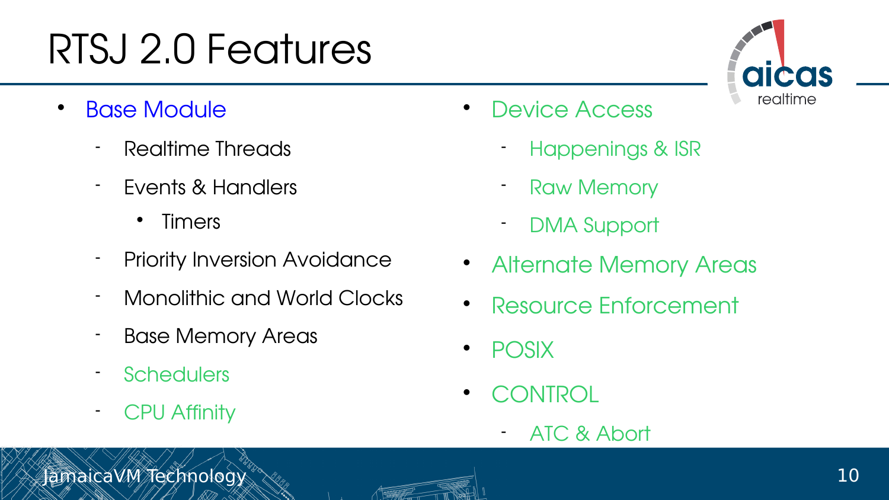# RTSJ 2.0 Features

- Base Module
  - Realtime Threads
  - Events & Handlers
    - Timers
  - Priority Inversion Avoidance
  - Monolithic and World Clocks
  - Base Memory Areas
  - Schedulers
  - CPU Affinity
- Device Access
  - Happenings & ISR
  - Raw Memory
  - DMA Support
- Alternate Memory Areas
- Resource Enforcement
- POSIX
- CONTROL
  - ATC & Abort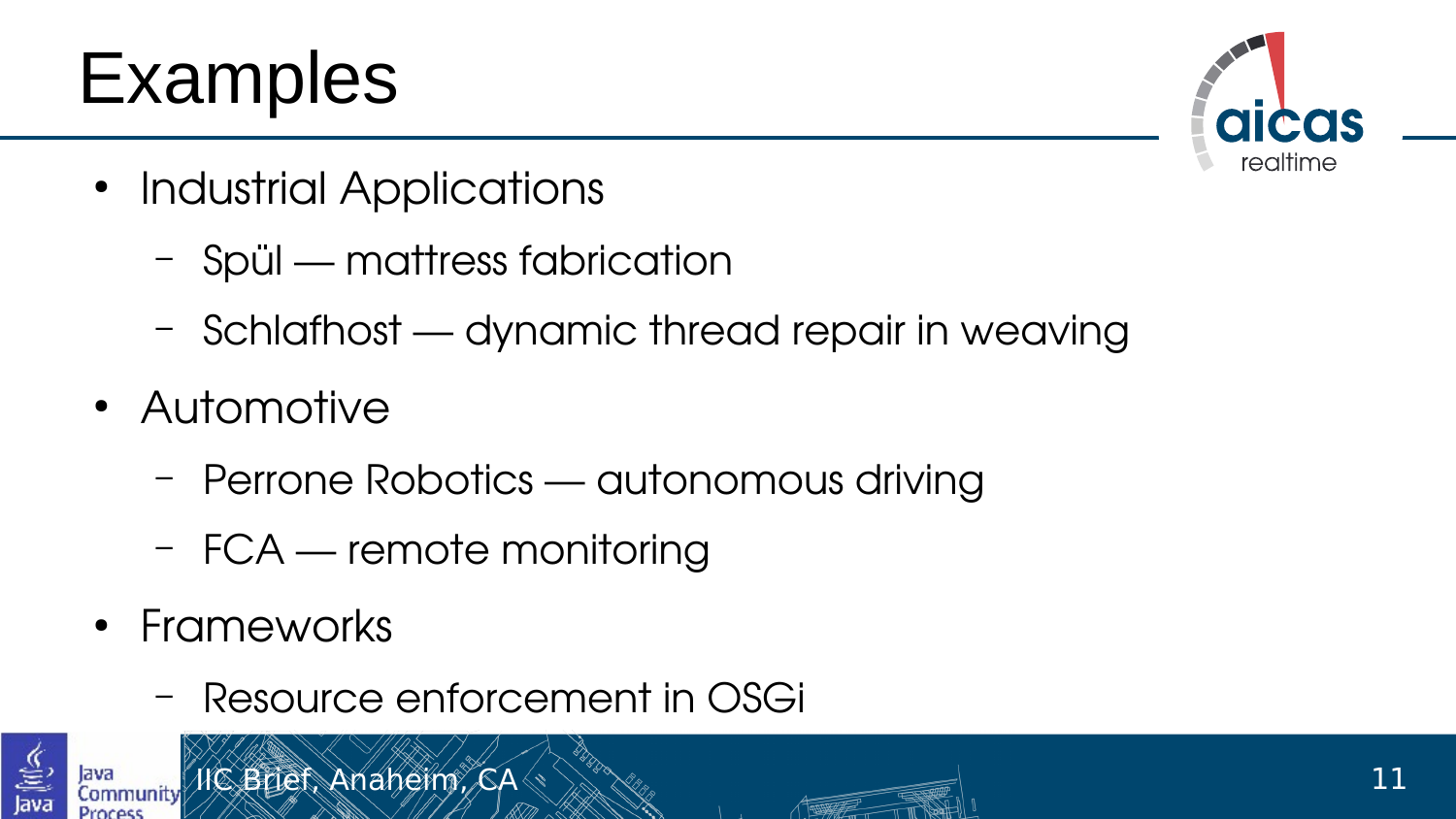# Examples

- Industrial Applications
  - Spül — mattress fabrication
  - Schlafhost — dynamic thread repair in weaving
- Automotive
  - Perrone Robotics — autonomous driving
  - FCA — remote monitoring
- Frameworks
  - Resource enforcement in OSGi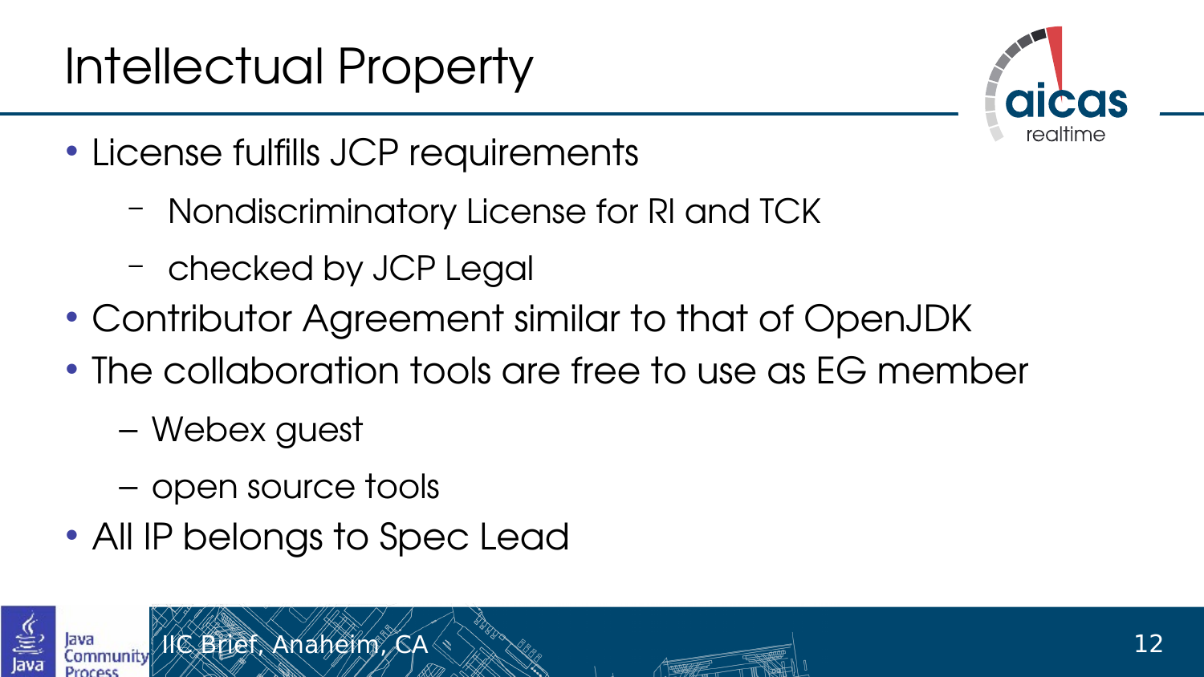# Intellectual Property

- License fulfills JCP requirements
  - Nondiscriminatory License for RI and TCK
  - checked by JCP Legal
- Contributor Agreement similar to that of OpenJDK
- The collaboration tools are free to use as EG member
  - Webex guest
  - open source tools
- All IP belongs to Spec Lead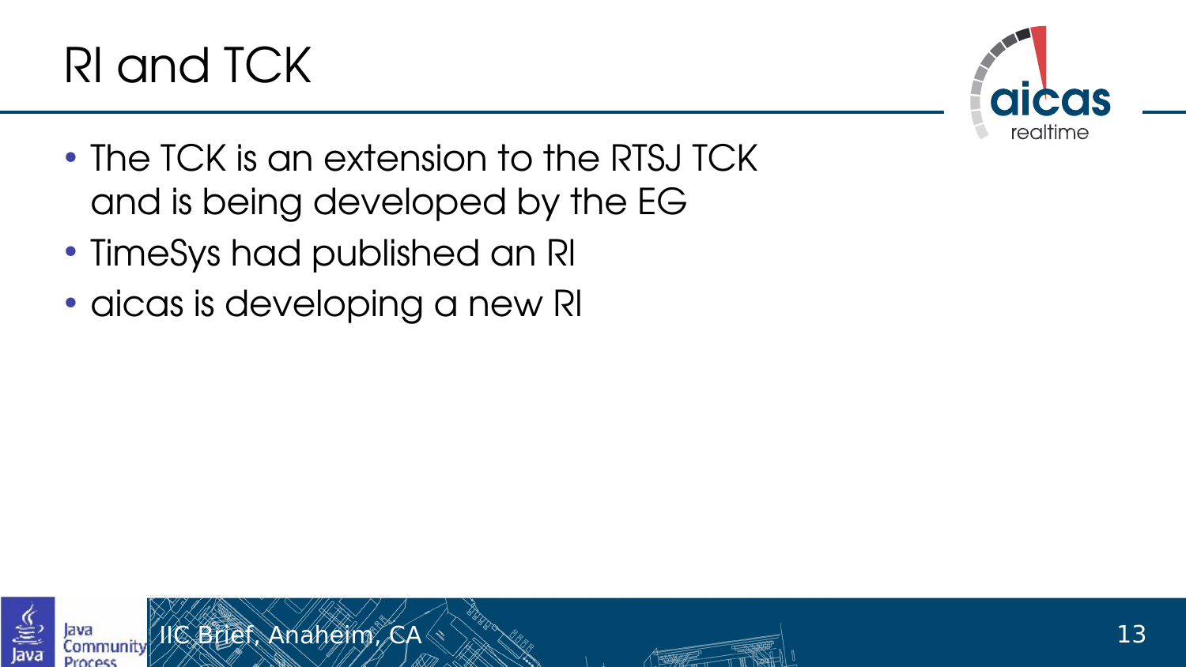# RI and TCK

- The TCK is an extension to the RTSJ TCK and is being developed by the EG
- TimeSys had published an RI
- aicas is developing a new RI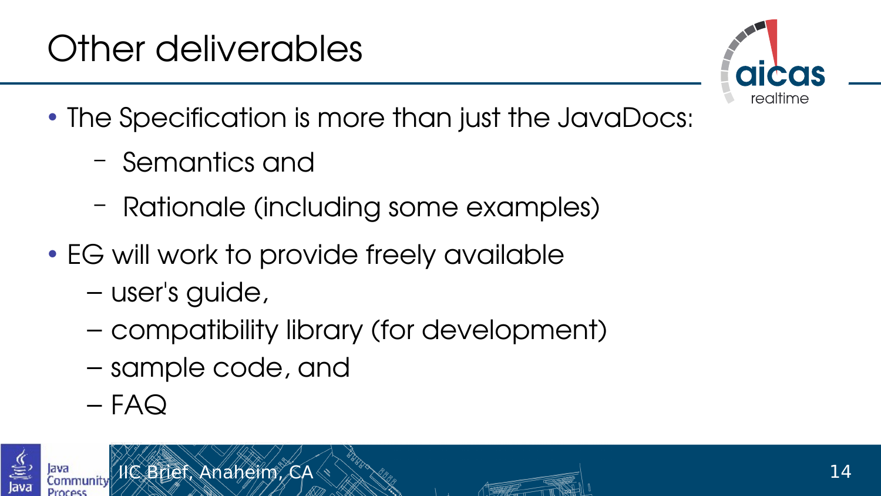# Other deliverables

- The Specification is more than just the JavaDocs:
  - Semantics and
  - Rationale (including some examples)
- EG will work to provide freely available
  - user's guide,
  - compatibility library (for development)
  - sample code, and
  - FAQ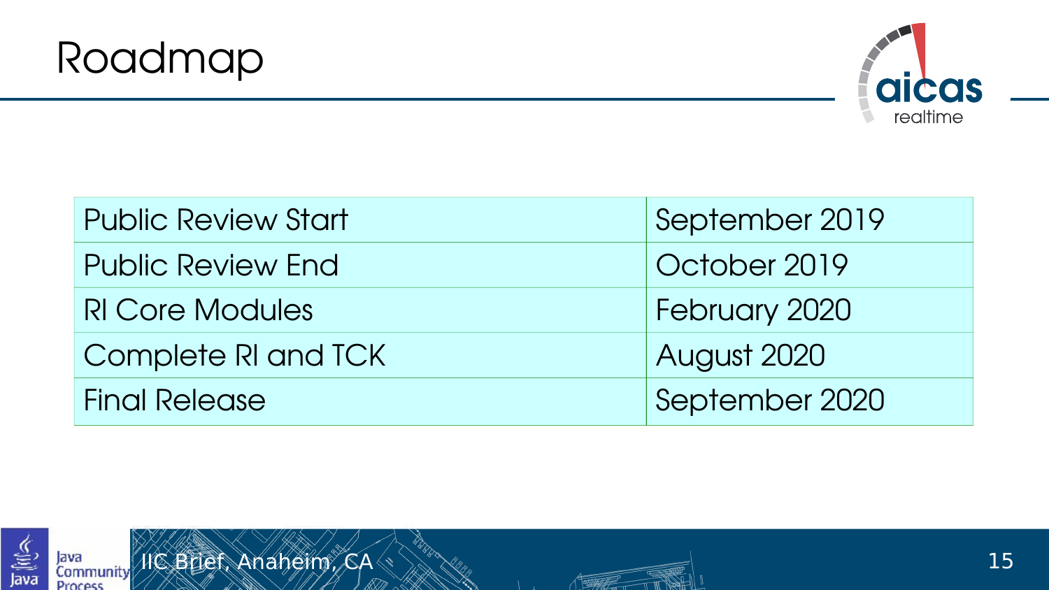# Roadmap

| Milestone | Date |
|---|---|
| Public Review Start | September 2019 |
| Public Review End | October 2019 |
| RI Core Modules | February 2020 |
| Complete RI and TCK | August 2020 |
| Final Release | September 2020 |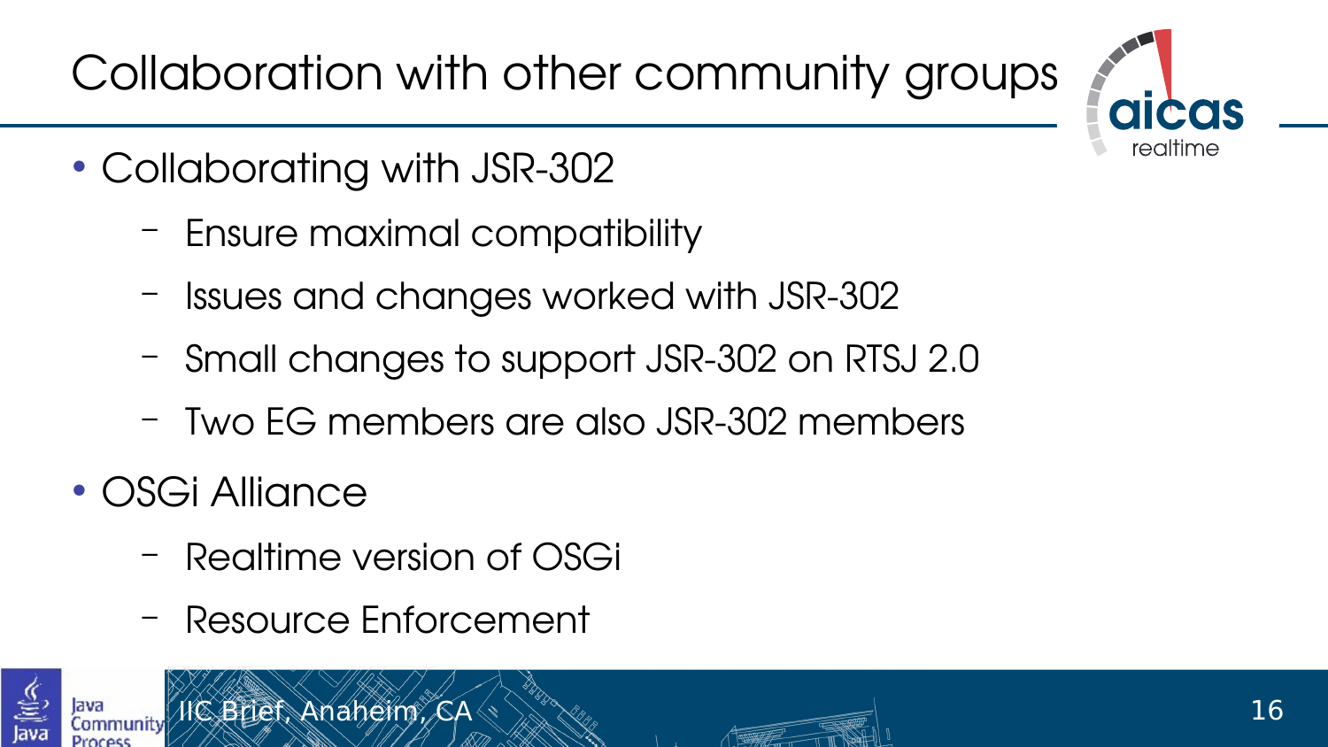# Collaboration with other community groups

- Collaborating with JSR-302
  - Ensure maximal compatibility
  - Issues and changes worked with JSR-302
  - Small changes to support JSR-302 on RTSJ 2.0
  - Two EG members are also JSR-302 members
- OSGi Alliance
  - Realtime version of OSGi
  - Resource Enforcement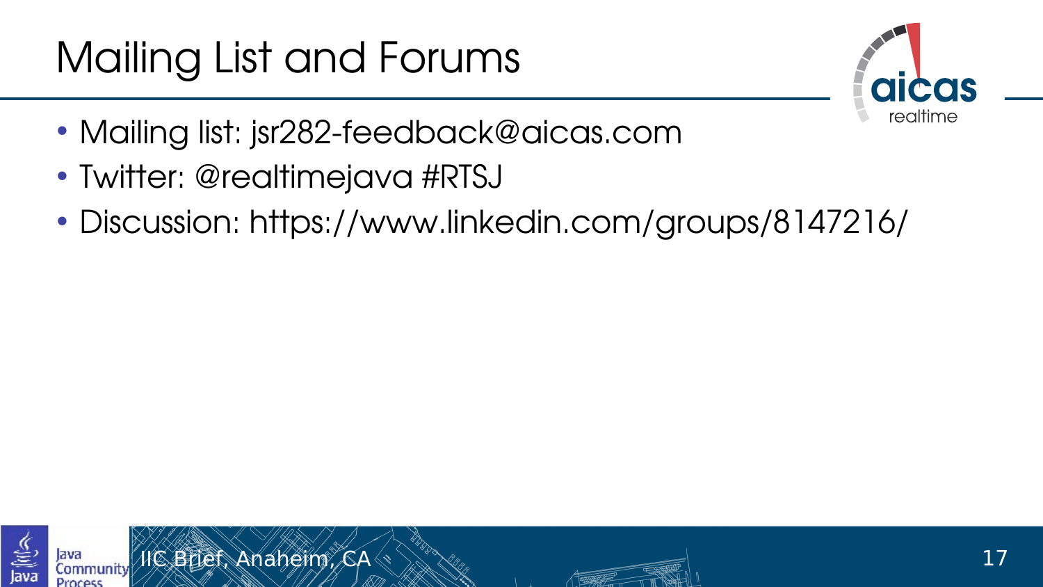# Mailing List and Forums

- Mailing list: jsr282-feedback@aicas.com
- Twitter: @realtimejava #RTSJ
- Discussion: https://www.linkedin.com/groups/8147216/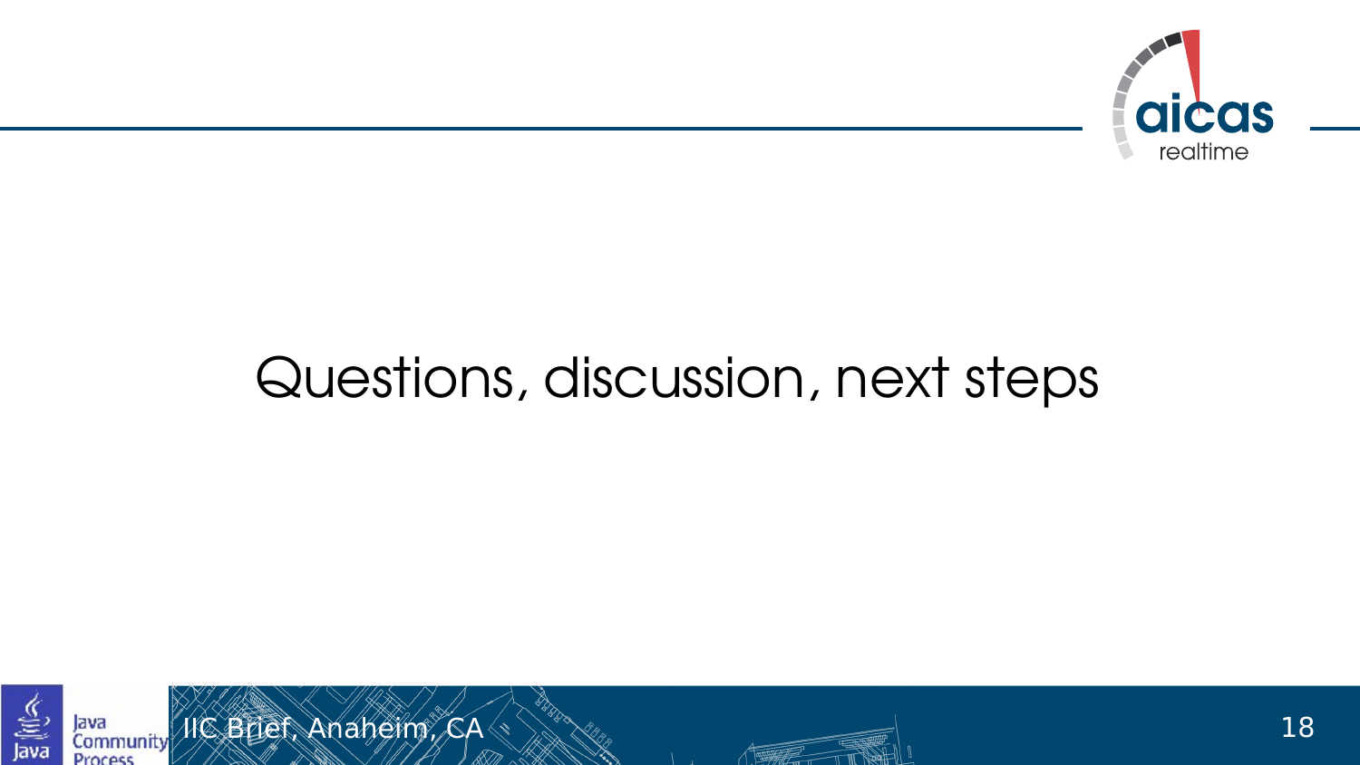# Questions, discussion, next steps